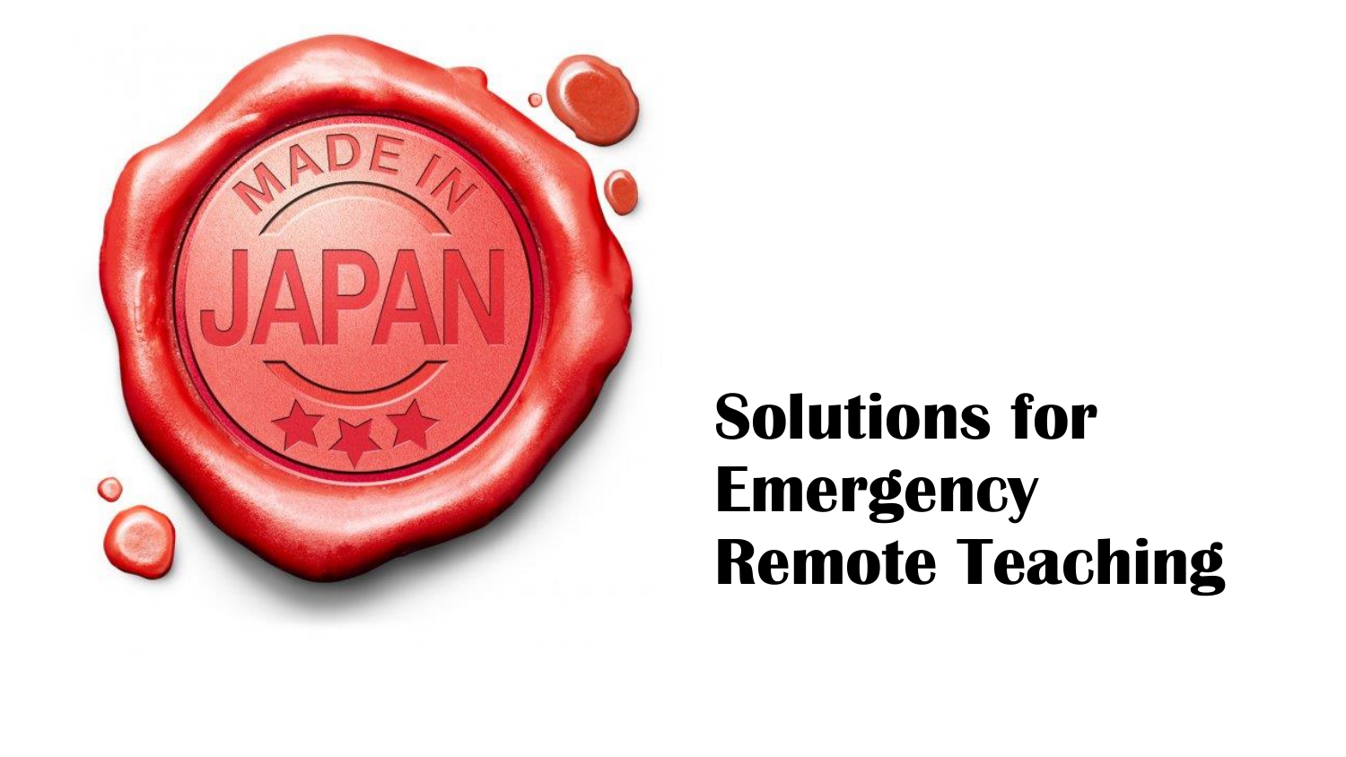# Solutions for Emergency Remote Teaching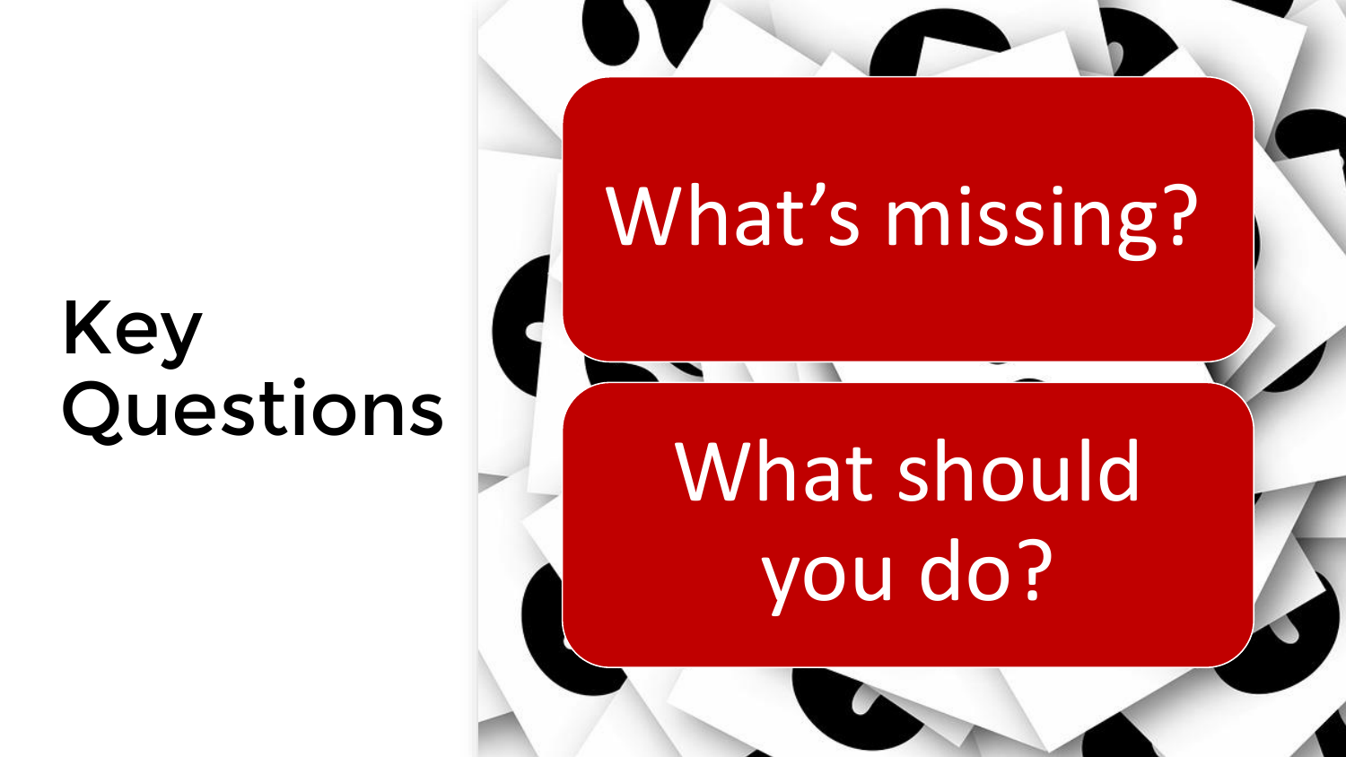# Key Questions

- What's missing?
- What should you do?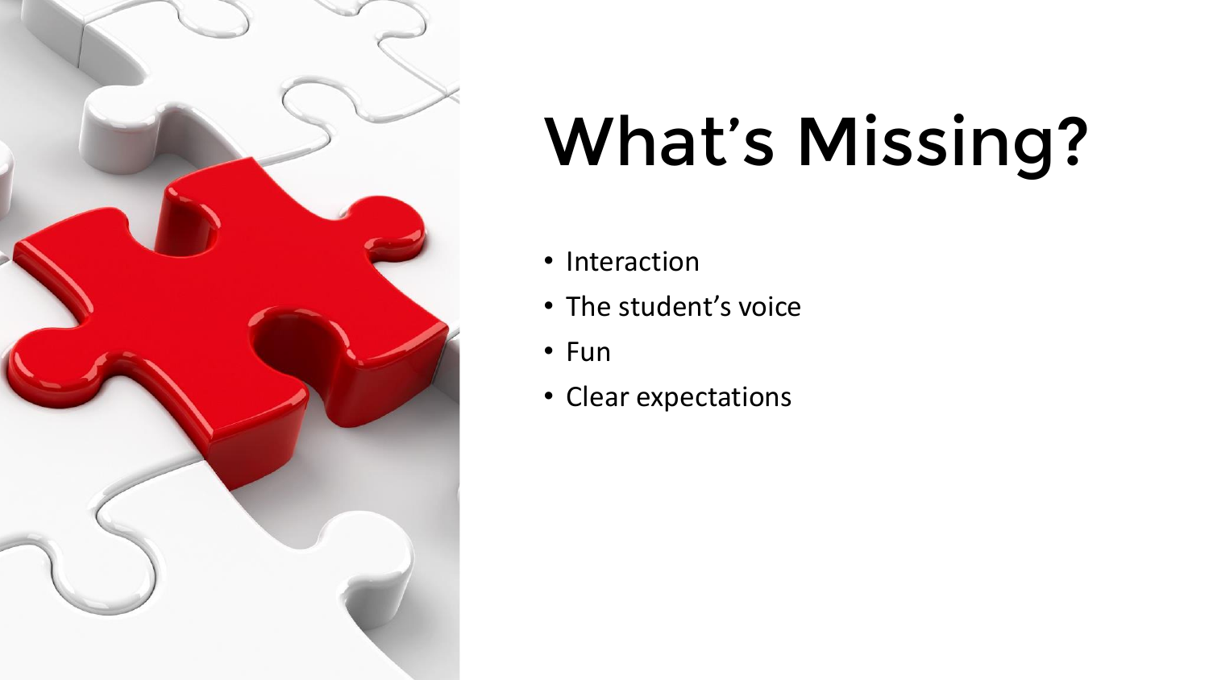# What's Missing?

- Interaction
- The student's voice
- Fun
- Clear expectations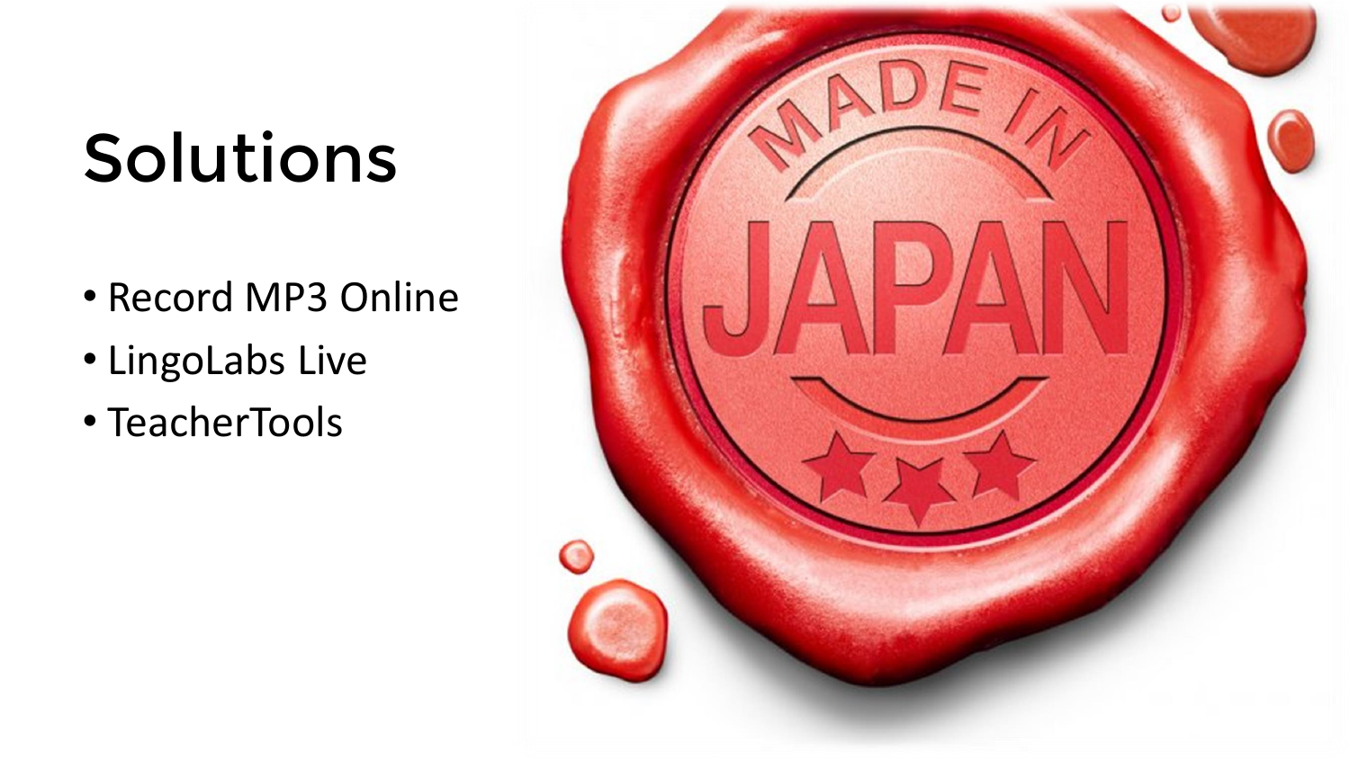# Solutions

- Record MP3 Online
- LingoLabs Live
- TeacherTools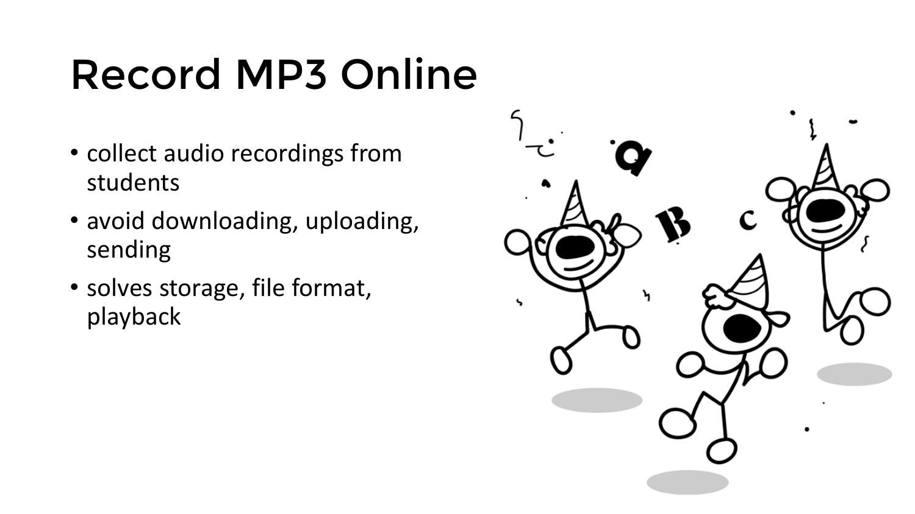# Record MP3 Online

- collect audio recordings from students
- avoid downloading, uploading, sending
- solves storage, file format, playback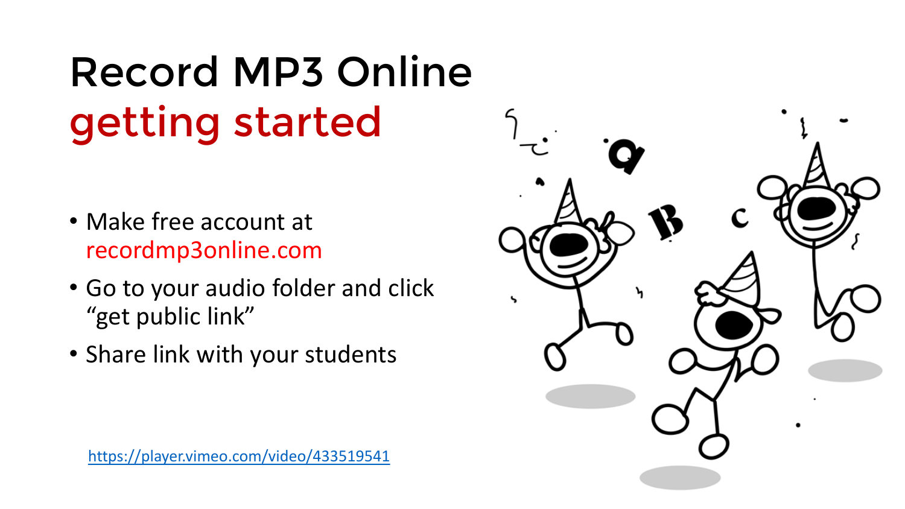# Record MP3 Online
## getting started

- Make free account at recordmp3online.com
- Go to your audio folder and click "get public link"
- Share link with your students

https://player.vimeo.com/video/433519541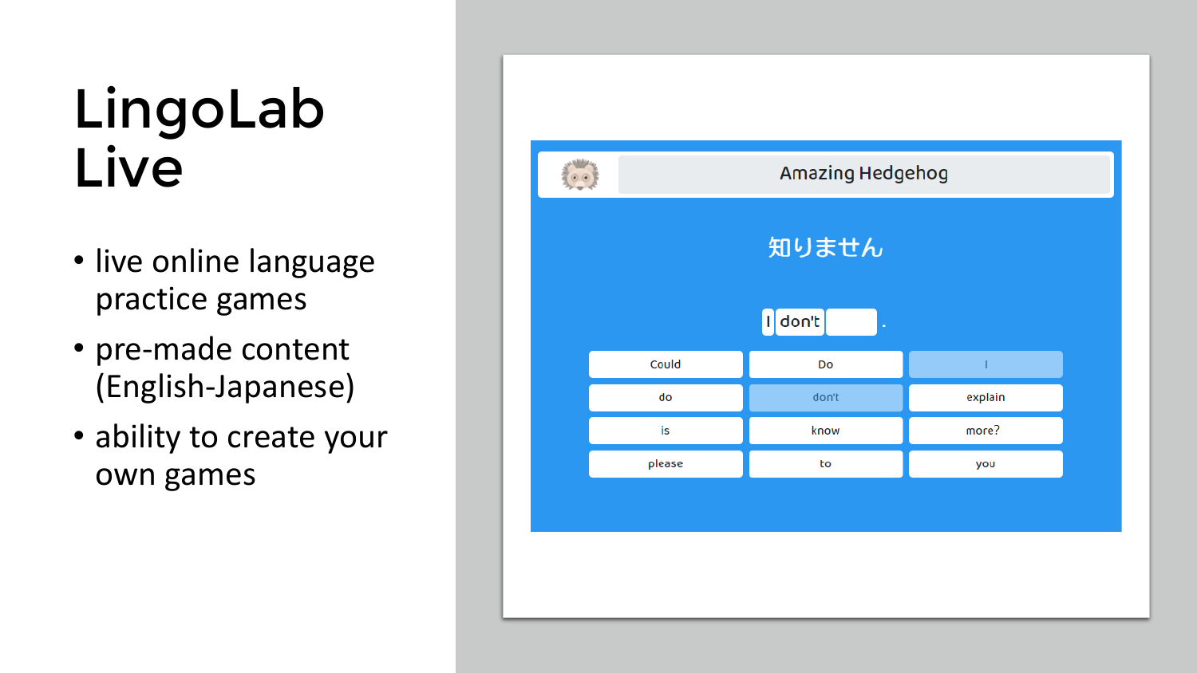# LingoLab Live

- live online language practice games
- pre-made content (English-Japanese)
- ability to create your own games

Amazing Hedgehog

知りません

I don't ___ .

| Could | Do | I |
| --- | --- | --- |
| do | don't | explain |
| is | know | more? |
| please | to | you |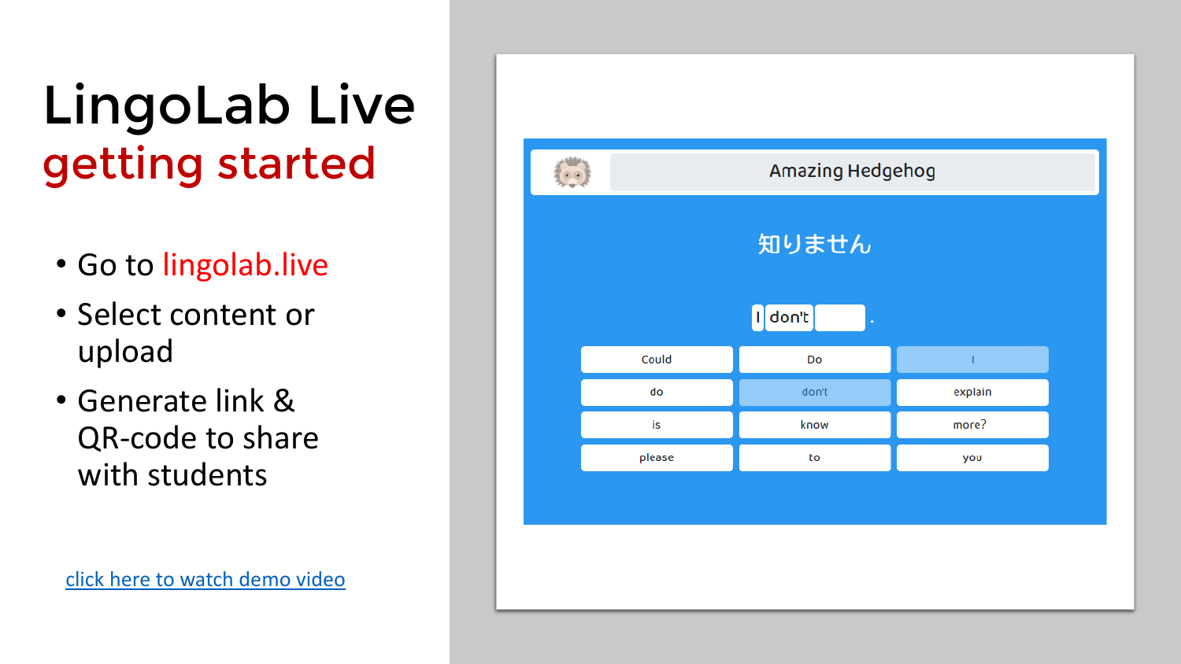# LingoLab Live
## getting started

- Go to lingolab.live
- Select content or upload
- Generate link & QR-code to share with students

Amazing Hedgehog

知りません

I don't ___ .

| Could | Do | I |
| --- | --- | --- |
| do | don't | explain |
| is | know | more? |
| please | to | you |

click here to watch demo video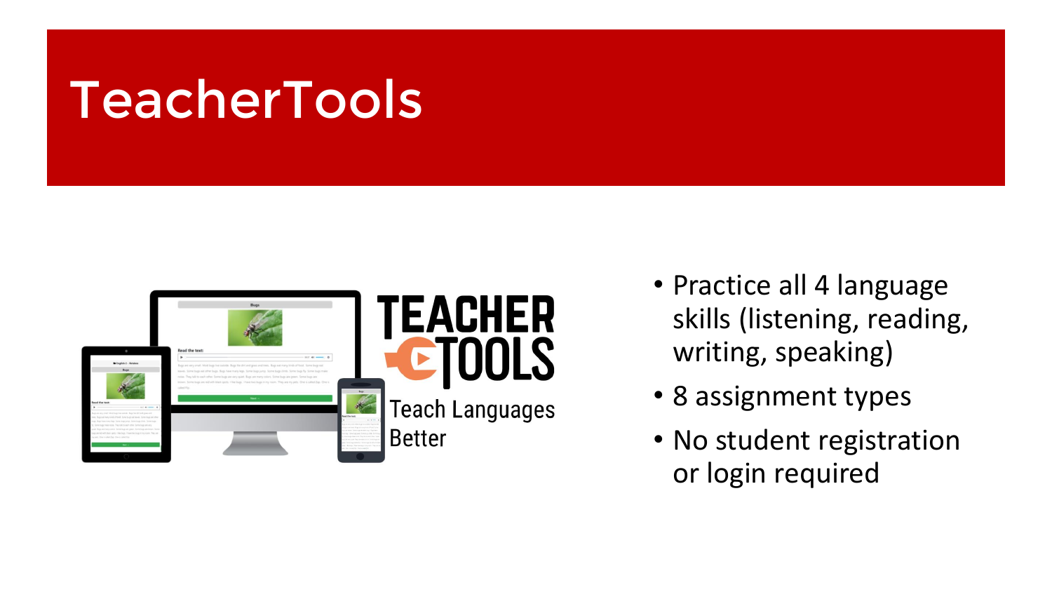# TeacherTools

- Practice all 4 language skills (listening, reading, writing, speaking)
- 8 assignment types
- No student registration or login required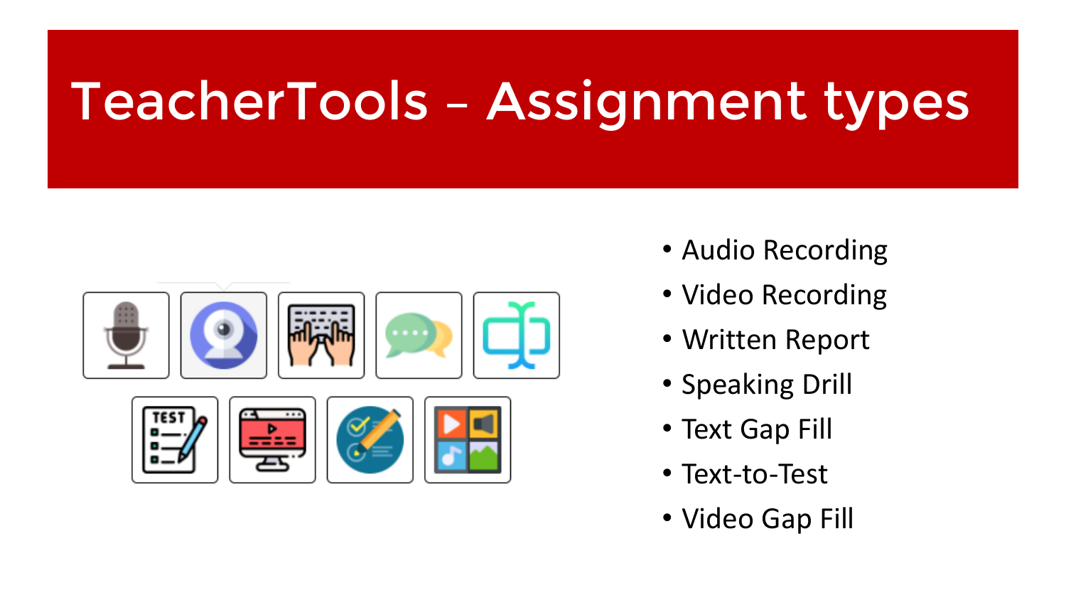# TeacherTools – Assignment types

- Audio Recording
- Video Recording
- Written Report
- Speaking Drill
- Text Gap Fill
- Text-to-Test
- Video Gap Fill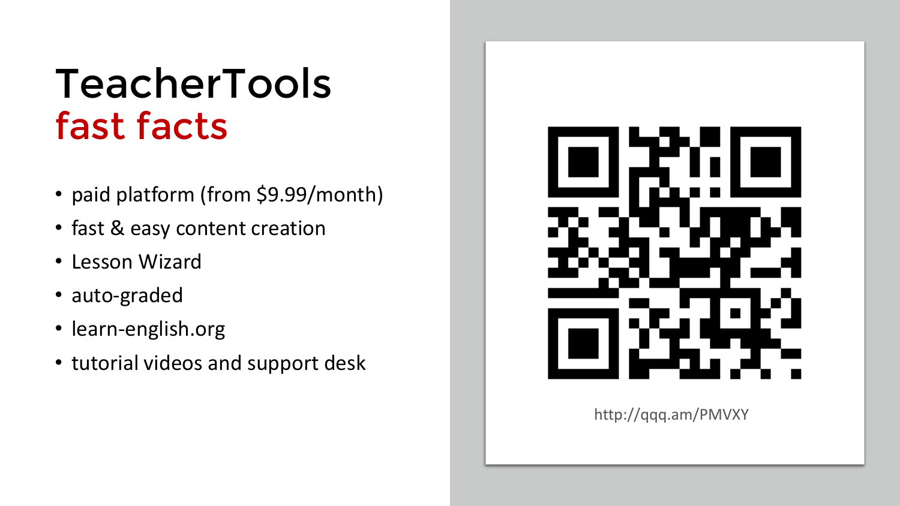# TeacherTools
## fast facts

- paid platform (from $9.99/month)
- fast & easy content creation
- Lesson Wizard
- auto-graded
- learn-english.org
- tutorial videos and support desk

http://qqq.am/PMVXY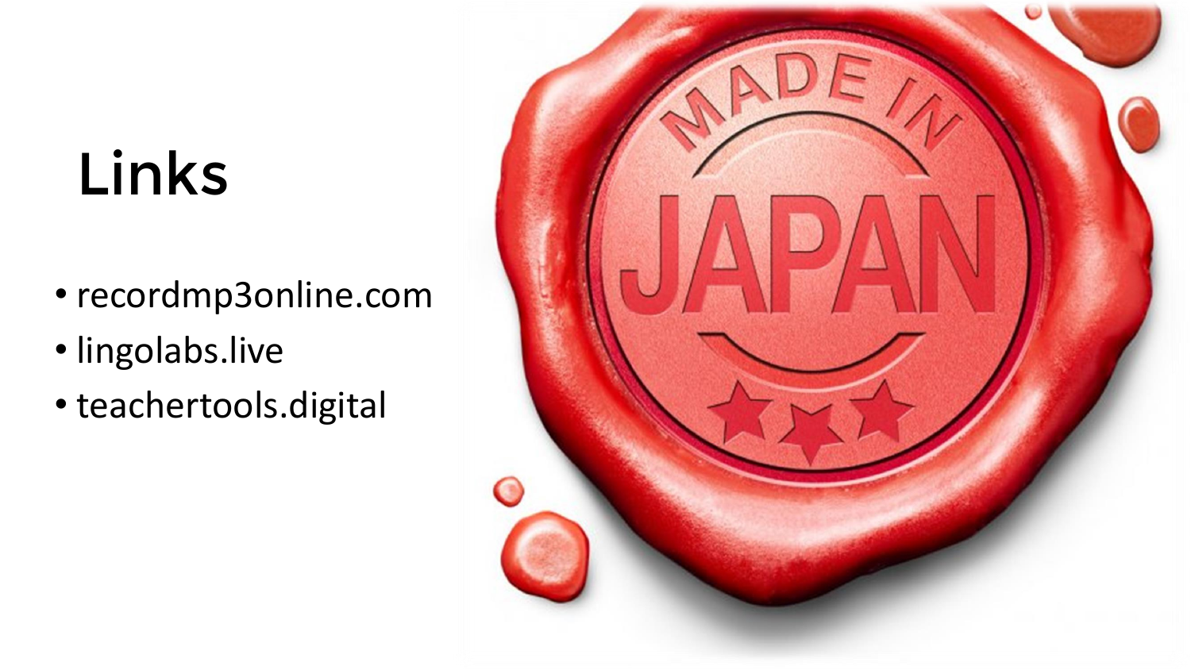# Links

- recordmp3online.com
- lingolabs.live
- teachertools.digital